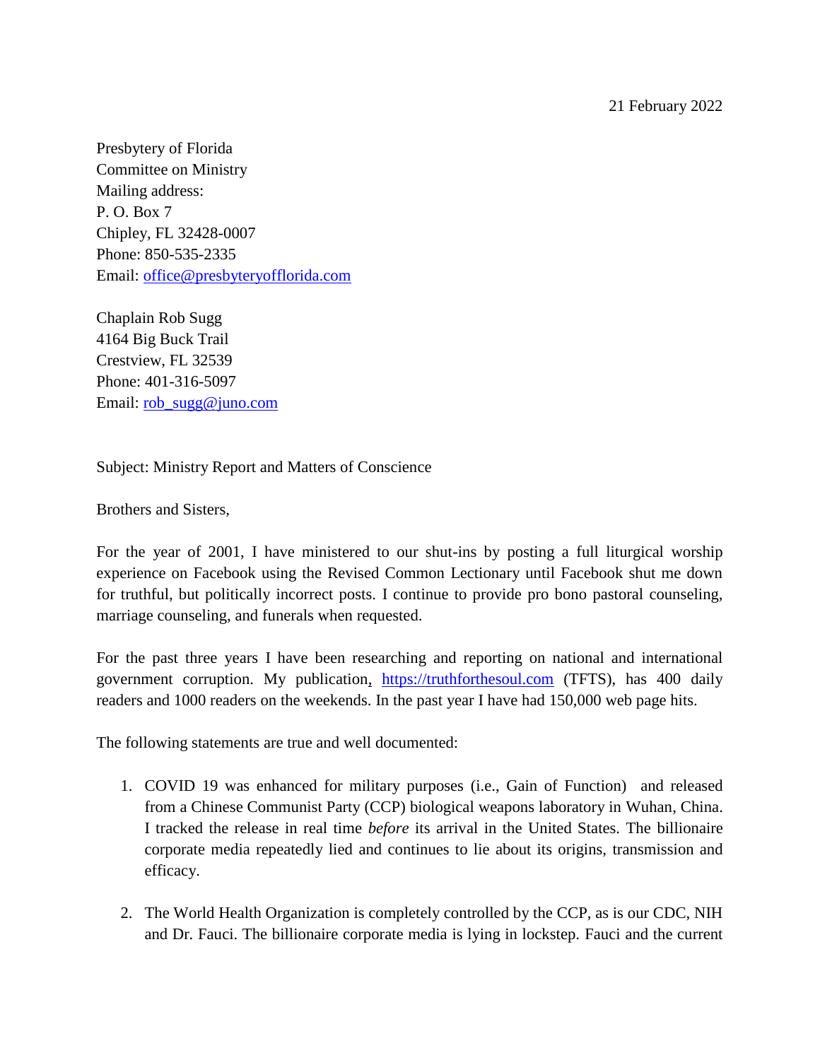21 February 2022

Presbytery of Florida
Committee on Ministry
Mailing address:
P. O. Box 7
Chipley, FL 32428-0007
Phone: 850-535-2335
Email: office@presbyteryofflorida.com

Chaplain Rob Sugg
4164 Big Buck Trail
Crestview, FL 32539
Phone: 401-316-5097
Email: rob_sugg@juno.com

Subject: Ministry Report and Matters of Conscience

Brothers and Sisters,

For the year of 2001, I have ministered to our shut-ins by posting a full liturgical worship experience on Facebook using the Revised Common Lectionary until Facebook shut me down for truthful, but politically incorrect posts. I continue to provide pro bono pastoral counseling, marriage counseling, and funerals when requested.

For the past three years I have been researching and reporting on national and international government corruption. My publication, https://truthforthesoul.com (TFTS), has 400 daily readers and 1000 readers on the weekends. In the past year I have had 150,000 web page hits.

The following statements are true and well documented:

1. COVID 19 was enhanced for military purposes (i.e., Gain of Function) and released from a Chinese Communist Party (CCP) biological weapons laboratory in Wuhan, China. I tracked the release in real time *before* its arrival in the United States. The billionaire corporate media repeatedly lied and continues to lie about its origins, transmission and efficacy.

2. The World Health Organization is completely controlled by the CCP, as is our CDC, NIH and Dr. Fauci. The billionaire corporate media is lying in lockstep. Fauci and the current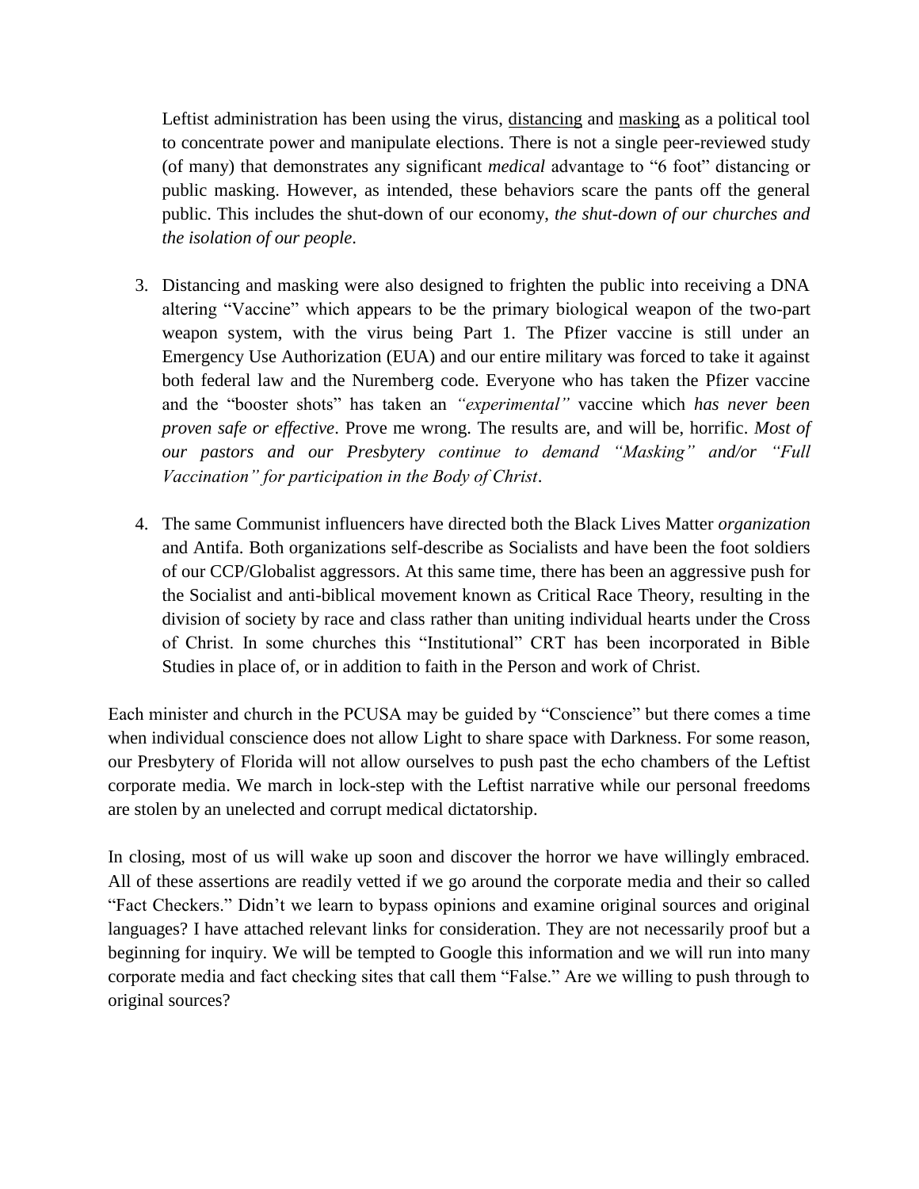Leftist administration has been using the virus, distancing and masking as a political tool to concentrate power and manipulate elections. There is not a single peer-reviewed study (of many) that demonstrates any significant *medical* advantage to "6 foot" distancing or public masking. However, as intended, these behaviors scare the pants off the general public. This includes the shut-down of our economy, *the shut-down of our churches and the isolation of our people*.

3. Distancing and masking were also designed to frighten the public into receiving a DNA altering "Vaccine" which appears to be the primary biological weapon of the two-part weapon system, with the virus being Part 1. The Pfizer vaccine is still under an Emergency Use Authorization (EUA) and our entire military was forced to take it against both federal law and the Nuremberg code. Everyone who has taken the Pfizer vaccine and the "booster shots" has taken an *"experimental"* vaccine which *has never been proven safe or effective*. Prove me wrong. The results are, and will be, horrific. *Most of our pastors and our Presbytery continue to demand "Masking" and/or "Full Vaccination" for participation in the Body of Christ*.

4. The same Communist influencers have directed both the Black Lives Matter *organization* and Antifa. Both organizations self-describe as Socialists and have been the foot soldiers of our CCP/Globalist aggressors. At this same time, there has been an aggressive push for the Socialist and anti-biblical movement known as Critical Race Theory, resulting in the division of society by race and class rather than uniting individual hearts under the Cross of Christ. In some churches this "Institutional" CRT has been incorporated in Bible Studies in place of, or in addition to faith in the Person and work of Christ.

Each minister and church in the PCUSA may be guided by "Conscience" but there comes a time when individual conscience does not allow Light to share space with Darkness. For some reason, our Presbytery of Florida will not allow ourselves to push past the echo chambers of the Leftist corporate media. We march in lock-step with the Leftist narrative while our personal freedoms are stolen by an unelected and corrupt medical dictatorship.

In closing, most of us will wake up soon and discover the horror we have willingly embraced. All of these assertions are readily vetted if we go around the corporate media and their so called "Fact Checkers." Didn't we learn to bypass opinions and examine original sources and original languages? I have attached relevant links for consideration. They are not necessarily proof but a beginning for inquiry. We will be tempted to Google this information and we will run into many corporate media and fact checking sites that call them "False." Are we willing to push through to original sources?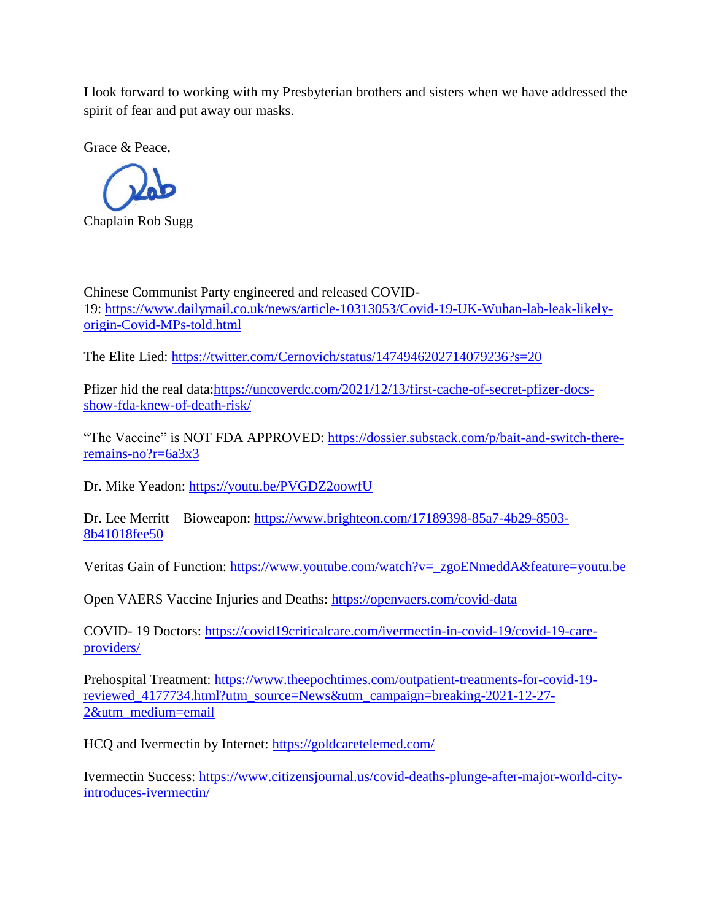I look forward to working with my Presbyterian brothers and sisters when we have addressed the spirit of fear and put away our masks.

Grace & Peace,

Rob

Chaplain Rob Sugg

Chinese Communist Party engineered and released COVID-19: https://www.dailymail.co.uk/news/article-10313053/Covid-19-UK-Wuhan-lab-leak-likely-origin-Covid-MPs-told.html

The Elite Lied: https://twitter.com/Cernovich/status/1474946202714079236?s=20

Pfizer hid the real data:https://uncoverdc.com/2021/12/13/first-cache-of-secret-pfizer-docs-show-fda-knew-of-death-risk/

"The Vaccine" is NOT FDA APPROVED: https://dossier.substack.com/p/bait-and-switch-there-remains-no?r=6a3x3

Dr. Mike Yeadon: https://youtu.be/PVGDZ2oowfU

Dr. Lee Merritt – Bioweapon: https://www.brighteon.com/17189398-85a7-4b29-8503-8b41018fee50

Veritas Gain of Function: https://www.youtube.com/watch?v=_zgoENmeddA&feature=youtu.be

Open VAERS Vaccine Injuries and Deaths: https://openvaers.com/covid-data

COVID- 19 Doctors: https://covid19criticalcare.com/ivermectin-in-covid-19/covid-19-care-providers/

Prehospital Treatment: https://www.theepochtimes.com/outpatient-treatments-for-covid-19-reviewed_4177734.html?utm_source=News&utm_campaign=breaking-2021-12-27-2&utm_medium=email

HCQ and Ivermectin by Internet: https://goldcaretelemed.com/

Ivermectin Success: https://www.citizensjournal.us/covid-deaths-plunge-after-major-world-city-introduces-ivermectin/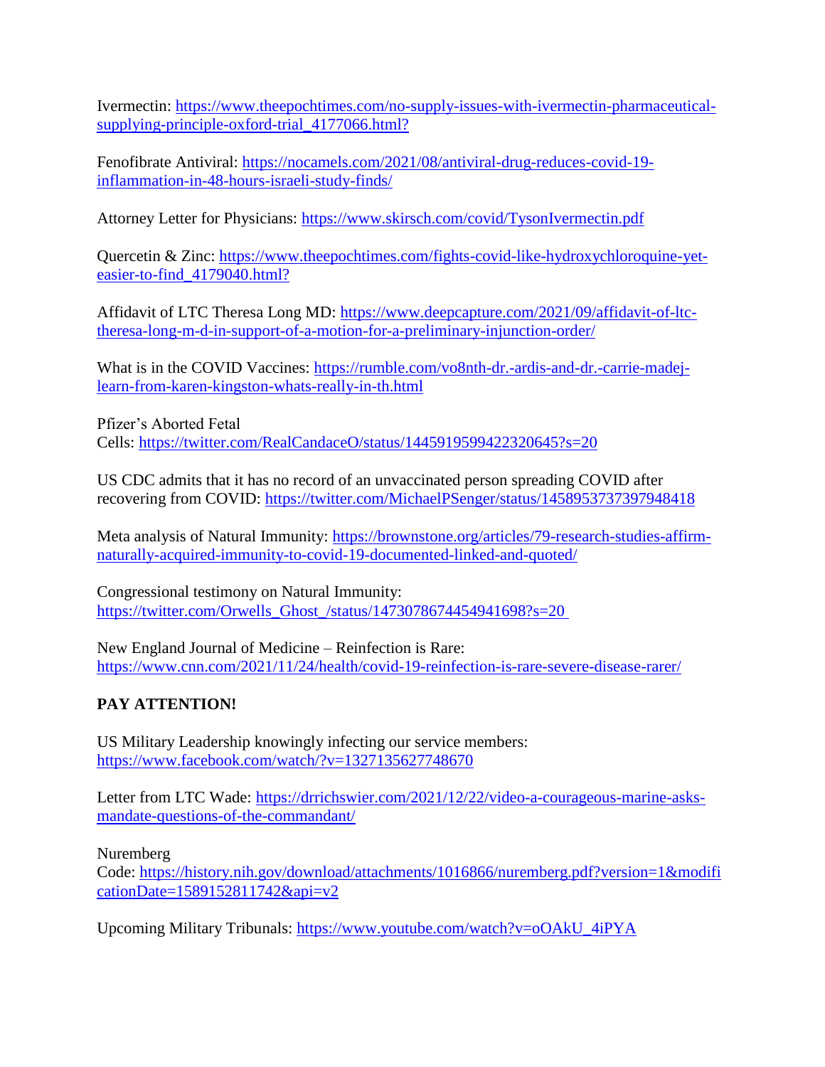Ivermectin: https://www.theepochtimes.com/no-supply-issues-with-ivermectin-pharmaceutical-supplying-principle-oxford-trial_4177066.html?

Fenofibrate Antiviral: https://nocamels.com/2021/08/antiviral-drug-reduces-covid-19-inflammation-in-48-hours-israeli-study-finds/

Attorney Letter for Physicians: https://www.skirsch.com/covid/TysonIvermectin.pdf

Quercetin & Zinc: https://www.theepochtimes.com/fights-covid-like-hydroxychloroquine-yet-easier-to-find_4179040.html?

Affidavit of LTC Theresa Long MD: https://www.deepcapture.com/2021/09/affidavit-of-ltc-theresa-long-m-d-in-support-of-a-motion-for-a-preliminary-injunction-order/

What is in the COVID Vaccines: https://rumble.com/vo8nth-dr.-ardis-and-dr.-carrie-madej-learn-from-karen-kingston-whats-really-in-th.html

Pfizer's Aborted Fetal Cells: https://twitter.com/RealCandaceO/status/1445919599422320645?s=20

US CDC admits that it has no record of an unvaccinated person spreading COVID after recovering from COVID: https://twitter.com/MichaelPSenger/status/1458953737397948418

Meta analysis of Natural Immunity: https://brownstone.org/articles/79-research-studies-affirm-naturally-acquired-immunity-to-covid-19-documented-linked-and-quoted/

Congressional testimony on Natural Immunity: https://twitter.com/Orwells_Ghost_/status/1473078674454941698?s=20

New England Journal of Medicine – Reinfection is Rare: https://www.cnn.com/2021/11/24/health/covid-19-reinfection-is-rare-severe-disease-rarer/

**PAY ATTENTION!**

US Military Leadership knowingly infecting our service members: https://www.facebook.com/watch/?v=1327135627748670

Letter from LTC Wade: https://drrichswier.com/2021/12/22/video-a-courageous-marine-asks-mandate-questions-of-the-commandant/

Nuremberg Code: https://history.nih.gov/download/attachments/1016866/nuremberg.pdf?version=1&modificationDate=1589152811742&api=v2

Upcoming Military Tribunals: https://www.youtube.com/watch?v=oOAkU_4iPYA